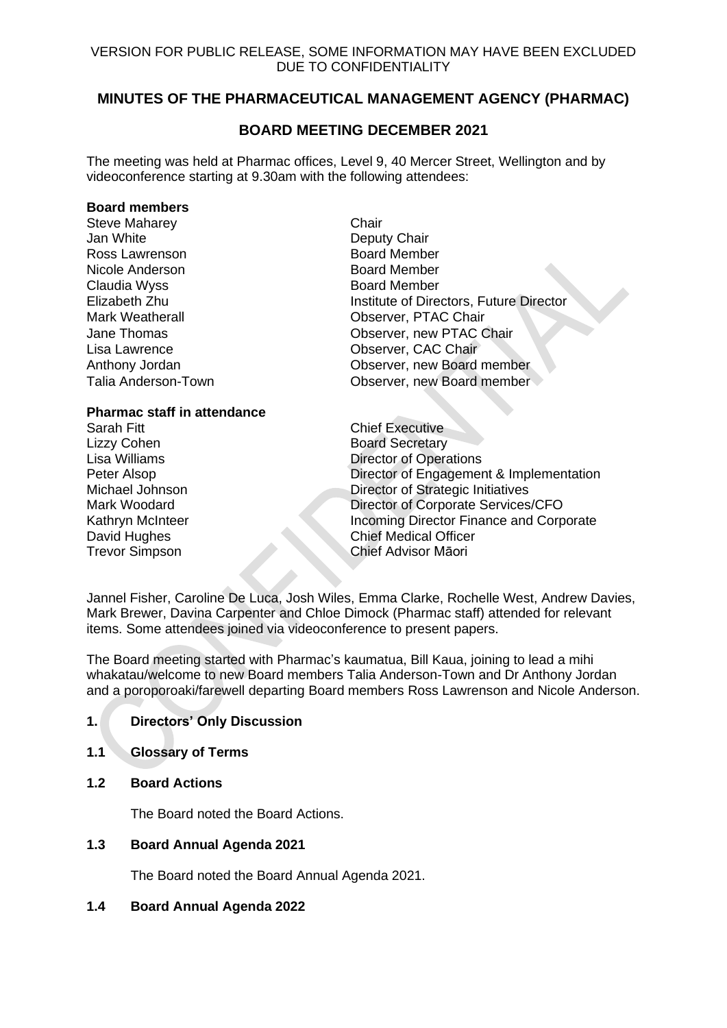VERSION FOR PUBLIC RELEASE, SOME INFORMATION MAY HAVE BEEN EXCLUDED DUE TO CONFIDENTIALITY

# MINUTES OF THE PHARMACEUTICAL MANAGEMENT AGENCY (PHARMAC)

## BOARD MEETING DECEMBER 2021

The meeting was held at Pharmac offices, Level 9, 40 Mercer Street, Wellington and by videoconference starting at 9.30am with the following attendees:

**Board members**

| | |
|---|---|
| Steve Maharey | Chair |
| Jan White | Deputy Chair |
| Ross Lawrenson | Board Member |
| Nicole Anderson | Board Member |
| Claudia Wyss | Board Member |
| Elizabeth Zhu | Institute of Directors, Future Director |
| Mark Weatherall | Observer, PTAC Chair |
| Jane Thomas | Observer, new PTAC Chair |
| Lisa Lawrence | Observer, CAC Chair |
| Anthony Jordan | Observer, new Board member |
| Talia Anderson-Town | Observer, new Board member |

**Pharmac staff in attendance**

| | |
|---|---|
| Sarah Fitt | Chief Executive |
| Lizzy Cohen | Board Secretary |
| Lisa Williams | Director of Operations |
| Peter Alsop | Director of Engagement & Implementation |
| Michael Johnson | Director of Strategic Initiatives |
| Mark Woodard | Director of Corporate Services/CFO |
| Kathryn McInteer | Incoming Director Finance and Corporate |
| David Hughes | Chief Medical Officer |
| Trevor Simpson | Chief Advisor Māori |

Jannel Fisher, Caroline De Luca, Josh Wiles, Emma Clarke, Rochelle West, Andrew Davies, Mark Brewer, Davina Carpenter and Chloe Dimock (Pharmac staff) attended for relevant items. Some attendees joined via videoconference to present papers.

The Board meeting started with Pharmac's kaumatua, Bill Kaua, joining to lead a mihi whakatau/welcome to new Board members Talia Anderson-Town and Dr Anthony Jordan and a poroporoaki/farewell departing Board members Ross Lawrenson and Nicole Anderson.

### 1. Directors' Only Discussion

### 1.1 Glossary of Terms

### 1.2 Board Actions

The Board noted the Board Actions.

### 1.3 Board Annual Agenda 2021

The Board noted the Board Annual Agenda 2021.

### 1.4 Board Annual Agenda 2022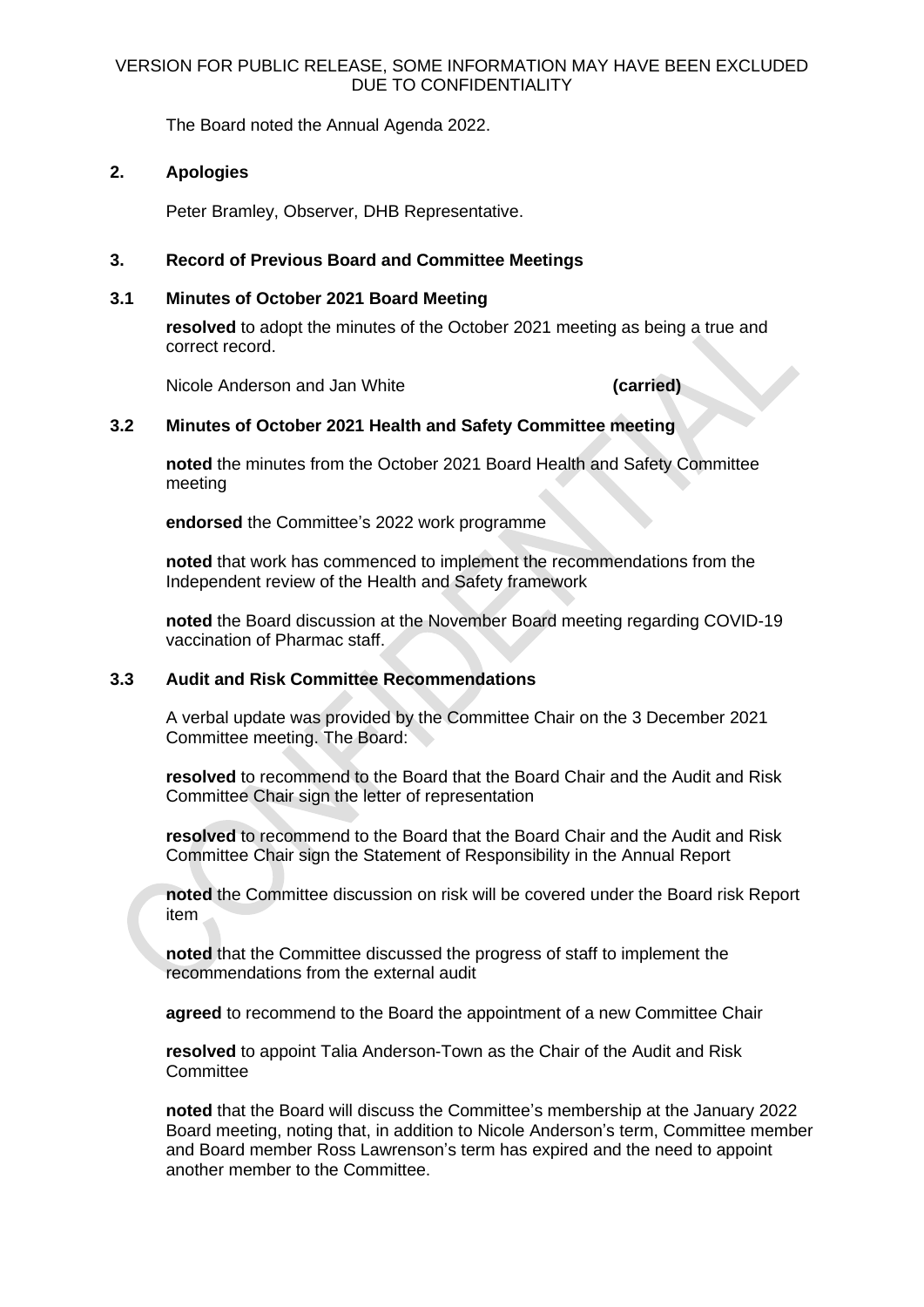VERSION FOR PUBLIC RELEASE, SOME INFORMATION MAY HAVE BEEN EXCLUDED DUE TO CONFIDENTIALITY

The Board noted the Annual Agenda 2022.

## 2. Apologies

Peter Bramley, Observer, DHB Representative.

## 3. Record of Previous Board and Committee Meetings

### 3.1 Minutes of October 2021 Board Meeting

**resolved** to adopt the minutes of the October 2021 meeting as being a true and correct record.

Nicole Anderson and Jan White **(carried)**

### 3.2 Minutes of October 2021 Health and Safety Committee meeting

**noted** the minutes from the October 2021 Board Health and Safety Committee meeting

**endorsed** the Committee's 2022 work programme

**noted** that work has commenced to implement the recommendations from the Independent review of the Health and Safety framework

**noted** the Board discussion at the November Board meeting regarding COVID-19 vaccination of Pharmac staff.

### 3.3 Audit and Risk Committee Recommendations

A verbal update was provided by the Committee Chair on the 3 December 2021 Committee meeting. The Board:

**resolved** to recommend to the Board that the Board Chair and the Audit and Risk Committee Chair sign the letter of representation

**resolved** to recommend to the Board that the Board Chair and the Audit and Risk Committee Chair sign the Statement of Responsibility in the Annual Report

**noted** the Committee discussion on risk will be covered under the Board risk Report item

**noted** that the Committee discussed the progress of staff to implement the recommendations from the external audit

**agreed** to recommend to the Board the appointment of a new Committee Chair

**resolved** to appoint Talia Anderson-Town as the Chair of the Audit and Risk Committee

**noted** that the Board will discuss the Committee's membership at the January 2022 Board meeting, noting that, in addition to Nicole Anderson's term, Committee member and Board member Ross Lawrenson's term has expired and the need to appoint another member to the Committee.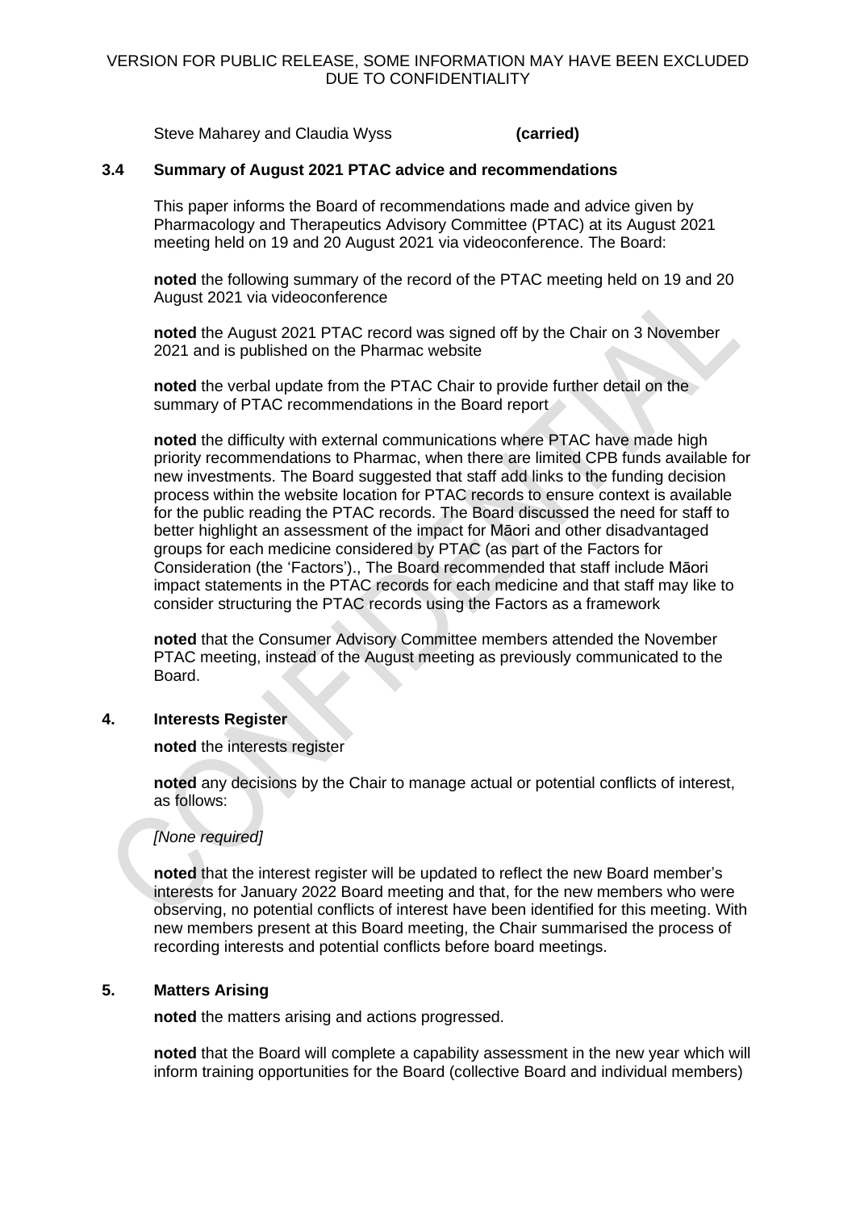Steve Maharey and Claudia Wyss **(carried)**

## 3.4 Summary of August 2021 PTAC advice and recommendations

This paper informs the Board of recommendations made and advice given by Pharmacology and Therapeutics Advisory Committee (PTAC) at its August 2021 meeting held on 19 and 20 August 2021 via videoconference. The Board:

**noted** the following summary of the record of the PTAC meeting held on 19 and 20 August 2021 via videoconference

**noted** the August 2021 PTAC record was signed off by the Chair on 3 November 2021 and is published on the Pharmac website

**noted** the verbal update from the PTAC Chair to provide further detail on the summary of PTAC recommendations in the Board report

**noted** the difficulty with external communications where PTAC have made high priority recommendations to Pharmac, when there are limited CPB funds available for new investments. The Board suggested that staff add links to the funding decision process within the website location for PTAC records to ensure context is available for the public reading the PTAC records. The Board discussed the need for staff to better highlight an assessment of the impact for Māori and other disadvantaged groups for each medicine considered by PTAC (as part of the Factors for Consideration (the 'Factors')., The Board recommended that staff include Māori impact statements in the PTAC records for each medicine and that staff may like to consider structuring the PTAC records using the Factors as a framework

**noted** that the Consumer Advisory Committee members attended the November PTAC meeting, instead of the August meeting as previously communicated to the Board.

## 4. Interests Register

**noted** the interests register

**noted** any decisions by the Chair to manage actual or potential conflicts of interest, as follows:

*[None required]*

**noted** that the interest register will be updated to reflect the new Board member's interests for January 2022 Board meeting and that, for the new members who were observing, no potential conflicts of interest have been identified for this meeting. With new members present at this Board meeting, the Chair summarised the process of recording interests and potential conflicts before board meetings.

## 5. Matters Arising

**noted** the matters arising and actions progressed.

**noted** that the Board will complete a capability assessment in the new year which will inform training opportunities for the Board (collective Board and individual members)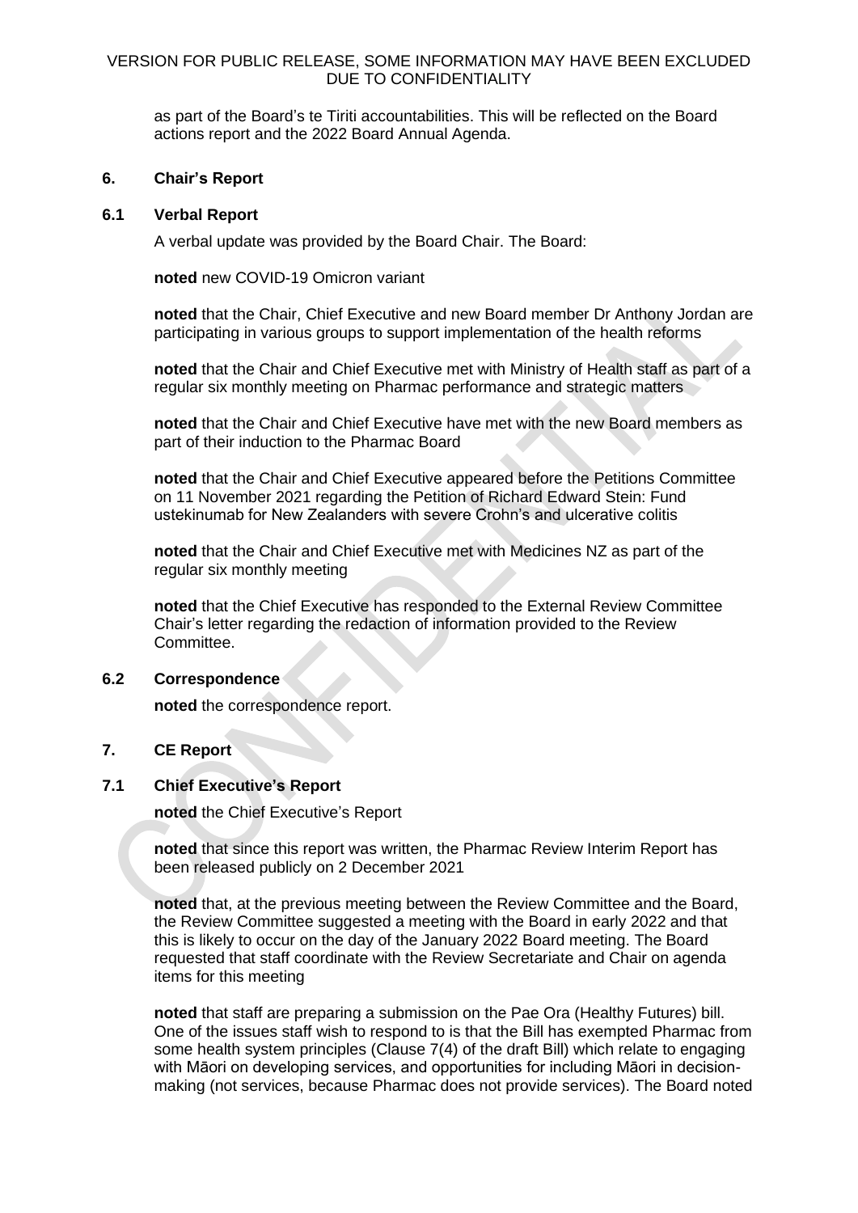as part of the Board's te Tiriti accountabilities. This will be reflected on the Board actions report and the 2022 Board Annual Agenda.

## 6. Chair's Report

### 6.1 Verbal Report

A verbal update was provided by the Board Chair. The Board:

**noted** new COVID-19 Omicron variant

**noted** that the Chair, Chief Executive and new Board member Dr Anthony Jordan are participating in various groups to support implementation of the health reforms

**noted** that the Chair and Chief Executive met with Ministry of Health staff as part of a regular six monthly meeting on Pharmac performance and strategic matters

**noted** that the Chair and Chief Executive have met with the new Board members as part of their induction to the Pharmac Board

**noted** that the Chair and Chief Executive appeared before the Petitions Committee on 11 November 2021 regarding the Petition of Richard Edward Stein: Fund ustekinumab for New Zealanders with severe Crohn's and ulcerative colitis

**noted** that the Chair and Chief Executive met with Medicines NZ as part of the regular six monthly meeting

**noted** that the Chief Executive has responded to the External Review Committee Chair's letter regarding the redaction of information provided to the Review Committee.

### 6.2 Correspondence

**noted** the correspondence report.

## 7. CE Report

### 7.1 Chief Executive's Report

**noted** the Chief Executive's Report

**noted** that since this report was written, the Pharmac Review Interim Report has been released publicly on 2 December 2021

**noted** that, at the previous meeting between the Review Committee and the Board, the Review Committee suggested a meeting with the Board in early 2022 and that this is likely to occur on the day of the January 2022 Board meeting. The Board requested that staff coordinate with the Review Secretariate and Chair on agenda items for this meeting

**noted** that staff are preparing a submission on the Pae Ora (Healthy Futures) bill. One of the issues staff wish to respond to is that the Bill has exempted Pharmac from some health system principles (Clause 7(4) of the draft Bill) which relate to engaging with Māori on developing services, and opportunities for including Māori in decision-making (not services, because Pharmac does not provide services). The Board noted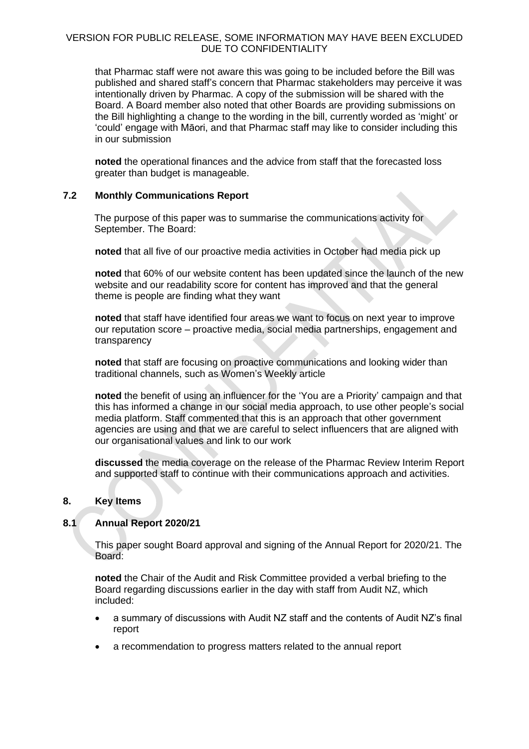that Pharmac staff were not aware this was going to be included before the Bill was published and shared staff's concern that Pharmac stakeholders may perceive it was intentionally driven by Pharmac. A copy of the submission will be shared with the Board. A Board member also noted that other Boards are providing submissions on the Bill highlighting a change to the wording in the bill, currently worded as 'might' or 'could' engage with Māori, and that Pharmac staff may like to consider including this in our submission

**noted** the operational finances and the advice from staff that the forecasted loss greater than budget is manageable.

### 7.2 Monthly Communications Report

The purpose of this paper was to summarise the communications activity for September. The Board:

**noted** that all five of our proactive media activities in October had media pick up

**noted** that 60% of our website content has been updated since the launch of the new website and our readability score for content has improved and that the general theme is people are finding what they want

**noted** that staff have identified four areas we want to focus on next year to improve our reputation score – proactive media, social media partnerships, engagement and transparency

**noted** that staff are focusing on proactive communications and looking wider than traditional channels, such as Women's Weekly article

**noted** the benefit of using an influencer for the 'You are a Priority' campaign and that this has informed a change in our social media approach, to use other people's social media platform. Staff commented that this is an approach that other government agencies are using and that we are careful to select influencers that are aligned with our organisational values and link to our work

**discussed** the media coverage on the release of the Pharmac Review Interim Report and supported staff to continue with their communications approach and activities.

## 8. Key Items

### 8.1 Annual Report 2020/21

This paper sought Board approval and signing of the Annual Report for 2020/21. The Board:

**noted** the Chair of the Audit and Risk Committee provided a verbal briefing to the Board regarding discussions earlier in the day with staff from Audit NZ, which included:

- a summary of discussions with Audit NZ staff and the contents of Audit NZ's final report
- a recommendation to progress matters related to the annual report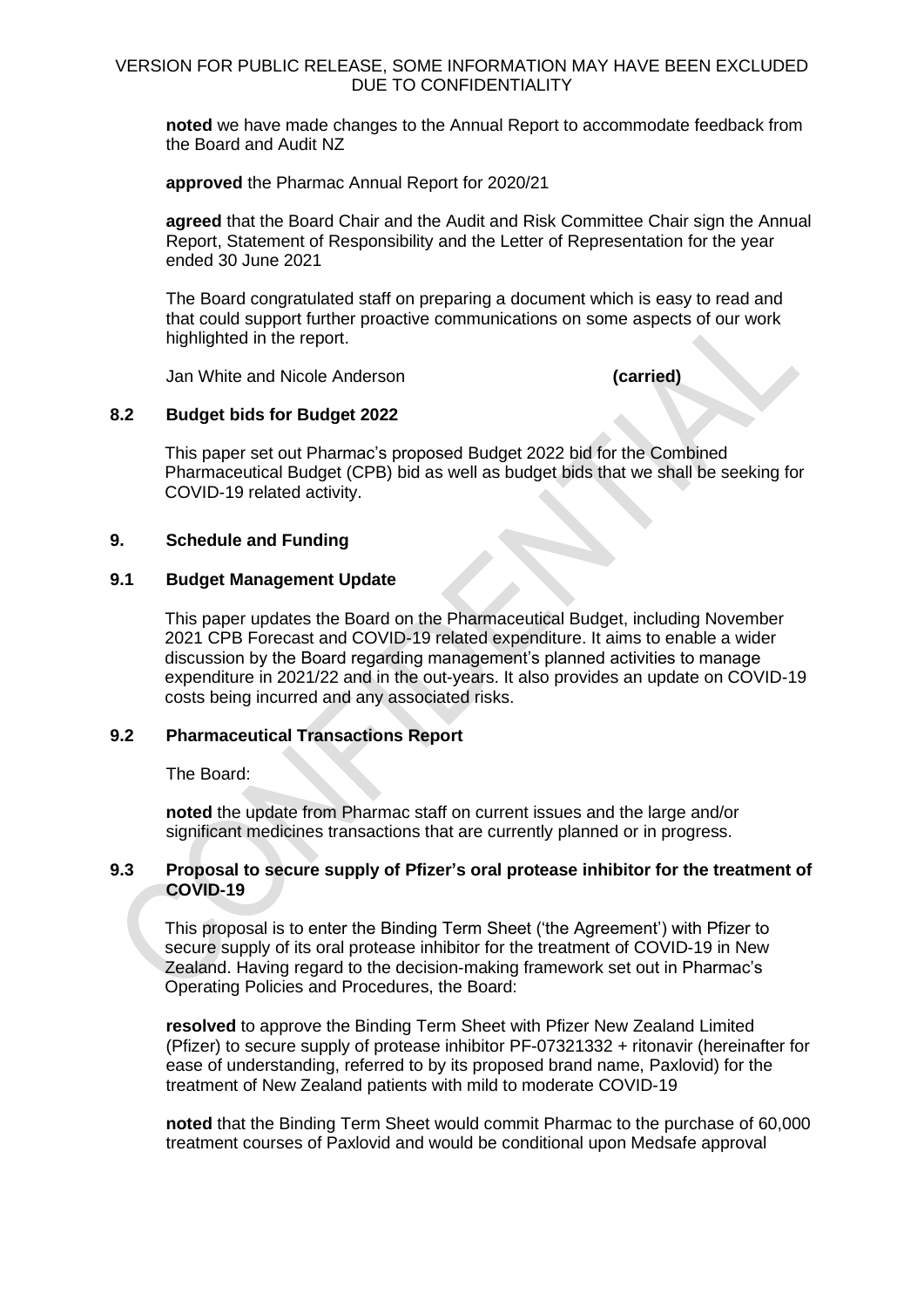**noted** we have made changes to the Annual Report to accommodate feedback from the Board and Audit NZ

**approved** the Pharmac Annual Report for 2020/21

**agreed** that the Board Chair and the Audit and Risk Committee Chair sign the Annual Report, Statement of Responsibility and the Letter of Representation for the year ended 30 June 2021

The Board congratulated staff on preparing a document which is easy to read and that could support further proactive communications on some aspects of our work highlighted in the report.

Jan White and Nicole Anderson **(carried)**

### 8.2 Budget bids for Budget 2022

This paper set out Pharmac's proposed Budget 2022 bid for the Combined Pharmaceutical Budget (CPB) bid as well as budget bids that we shall be seeking for COVID-19 related activity.

## 9. Schedule and Funding

### 9.1 Budget Management Update

This paper updates the Board on the Pharmaceutical Budget, including November 2021 CPB Forecast and COVID-19 related expenditure. It aims to enable a wider discussion by the Board regarding management's planned activities to manage expenditure in 2021/22 and in the out-years. It also provides an update on COVID-19 costs being incurred and any associated risks.

### 9.2 Pharmaceutical Transactions Report

The Board:

**noted** the update from Pharmac staff on current issues and the large and/or significant medicines transactions that are currently planned or in progress.

### 9.3 Proposal to secure supply of Pfizer's oral protease inhibitor for the treatment of COVID-19

This proposal is to enter the Binding Term Sheet ('the Agreement') with Pfizer to secure supply of its oral protease inhibitor for the treatment of COVID-19 in New Zealand. Having regard to the decision-making framework set out in Pharmac's Operating Policies and Procedures, the Board:

**resolved** to approve the Binding Term Sheet with Pfizer New Zealand Limited (Pfizer) to secure supply of protease inhibitor PF-07321332 + ritonavir (hereinafter for ease of understanding, referred to by its proposed brand name, Paxlovid) for the treatment of New Zealand patients with mild to moderate COVID-19

**noted** that the Binding Term Sheet would commit Pharmac to the purchase of 60,000 treatment courses of Paxlovid and would be conditional upon Medsafe approval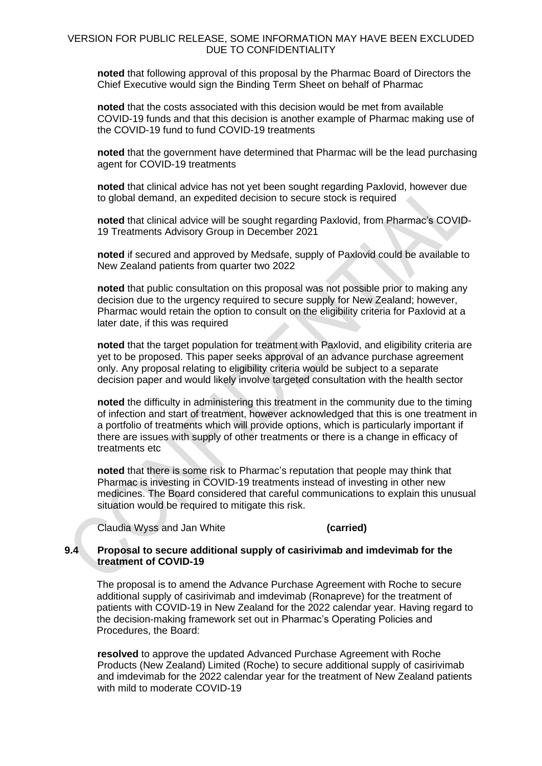**noted** that following approval of this proposal by the Pharmac Board of Directors the Chief Executive would sign the Binding Term Sheet on behalf of Pharmac

**noted** that the costs associated with this decision would be met from available COVID-19 funds and that this decision is another example of Pharmac making use of the COVID-19 fund to fund COVID-19 treatments

**noted** that the government have determined that Pharmac will be the lead purchasing agent for COVID-19 treatments

**noted** that clinical advice has not yet been sought regarding Paxlovid, however due to global demand, an expedited decision to secure stock is required

**noted** that clinical advice will be sought regarding Paxlovid, from Pharmac's COVID-19 Treatments Advisory Group in December 2021

**noted** if secured and approved by Medsafe, supply of Paxlovid could be available to New Zealand patients from quarter two 2022

**noted** that public consultation on this proposal was not possible prior to making any decision due to the urgency required to secure supply for New Zealand; however, Pharmac would retain the option to consult on the eligibility criteria for Paxlovid at a later date, if this was required

**noted** that the target population for treatment with Paxlovid, and eligibility criteria are yet to be proposed. This paper seeks approval of an advance purchase agreement only. Any proposal relating to eligibility criteria would be subject to a separate decision paper and would likely involve targeted consultation with the health sector

**noted** the difficulty in administering this treatment in the community due to the timing of infection and start of treatment, however acknowledged that this is one treatment in a portfolio of treatments which will provide options, which is particularly important if there are issues with supply of other treatments or there is a change in efficacy of treatments etc

**noted** that there is some risk to Pharmac's reputation that people may think that Pharmac is investing in COVID-19 treatments instead of investing in other new medicines. The Board considered that careful communications to explain this unusual situation would be required to mitigate this risk.

Claudia Wyss and Jan White **(carried)**

### 9.4 Proposal to secure additional supply of casirivimab and imdevimab for the treatment of COVID-19

The proposal is to amend the Advance Purchase Agreement with Roche to secure additional supply of casirivimab and imdevimab (Ronapreve) for the treatment of patients with COVID-19 in New Zealand for the 2022 calendar year. Having regard to the decision-making framework set out in Pharmac's Operating Policies and Procedures, the Board:

**resolved** to approve the updated Advanced Purchase Agreement with Roche Products (New Zealand) Limited (Roche) to secure additional supply of casirivimab and imdevimab for the 2022 calendar year for the treatment of New Zealand patients with mild to moderate COVID-19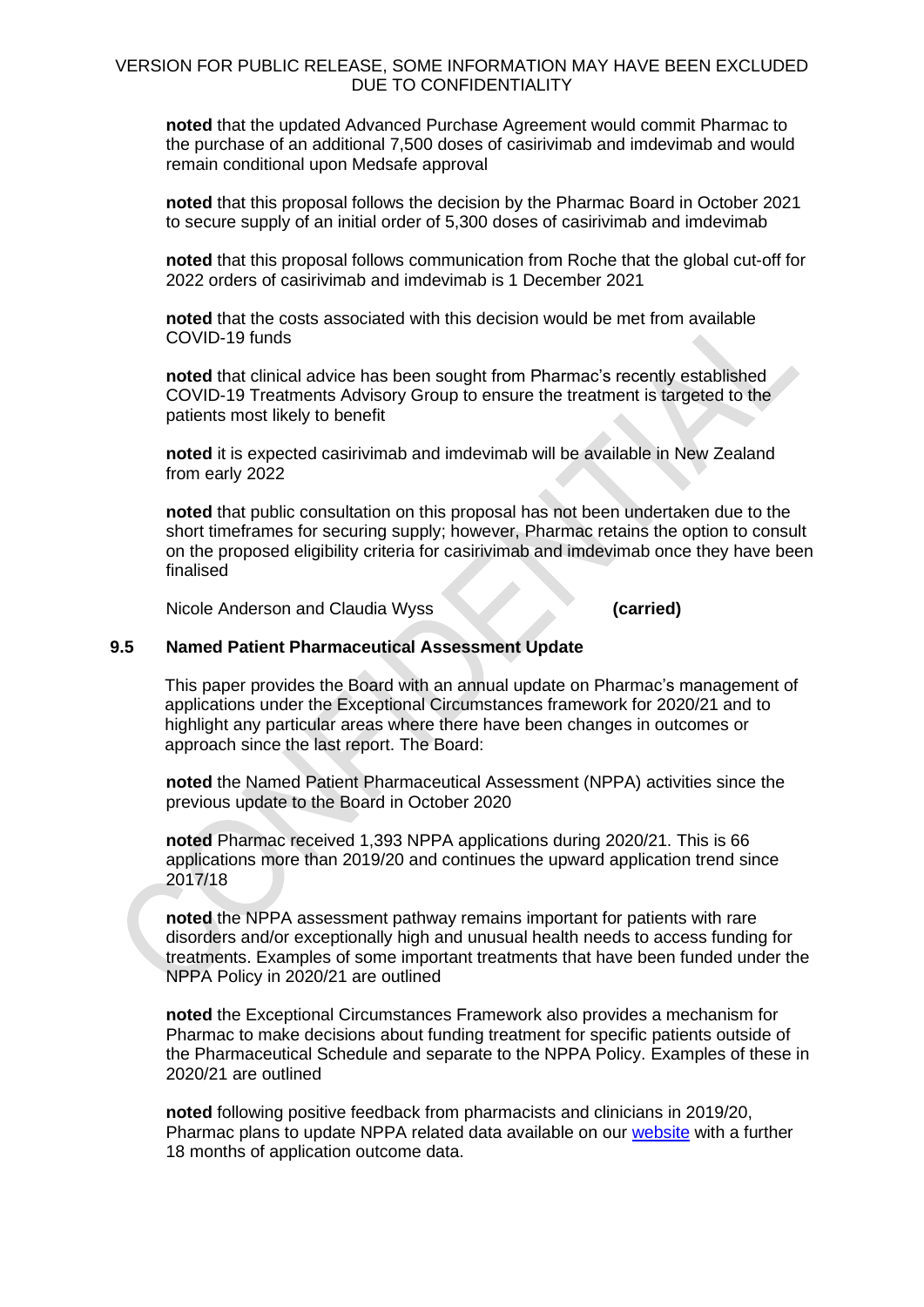**noted** that the updated Advanced Purchase Agreement would commit Pharmac to the purchase of an additional 7,500 doses of casirivimab and imdevimab and would remain conditional upon Medsafe approval

**noted** that this proposal follows the decision by the Pharmac Board in October 2021 to secure supply of an initial order of 5,300 doses of casirivimab and imdevimab

**noted** that this proposal follows communication from Roche that the global cut-off for 2022 orders of casirivimab and imdevimab is 1 December 2021

**noted** that the costs associated with this decision would be met from available COVID-19 funds

**noted** that clinical advice has been sought from Pharmac's recently established COVID-19 Treatments Advisory Group to ensure the treatment is targeted to the patients most likely to benefit

**noted** it is expected casirivimab and imdevimab will be available in New Zealand from early 2022

**noted** that public consultation on this proposal has not been undertaken due to the short timeframes for securing supply; however, Pharmac retains the option to consult on the proposed eligibility criteria for casirivimab and imdevimab once they have been finalised

Nicole Anderson and Claudia Wyss **(carried)**

## 9.5 Named Patient Pharmaceutical Assessment Update

This paper provides the Board with an annual update on Pharmac's management of applications under the Exceptional Circumstances framework for 2020/21 and to highlight any particular areas where there have been changes in outcomes or approach since the last report. The Board:

**noted** the Named Patient Pharmaceutical Assessment (NPPA) activities since the previous update to the Board in October 2020

**noted** Pharmac received 1,393 NPPA applications during 2020/21. This is 66 applications more than 2019/20 and continues the upward application trend since 2017/18

**noted** the NPPA assessment pathway remains important for patients with rare disorders and/or exceptionally high and unusual health needs to access funding for treatments. Examples of some important treatments that have been funded under the NPPA Policy in 2020/21 are outlined

**noted** the Exceptional Circumstances Framework also provides a mechanism for Pharmac to make decisions about funding treatment for specific patients outside of the Pharmaceutical Schedule and separate to the NPPA Policy. Examples of these in 2020/21 are outlined

**noted** following positive feedback from pharmacists and clinicians in 2019/20, Pharmac plans to update NPPA related data available on our website with a further 18 months of application outcome data.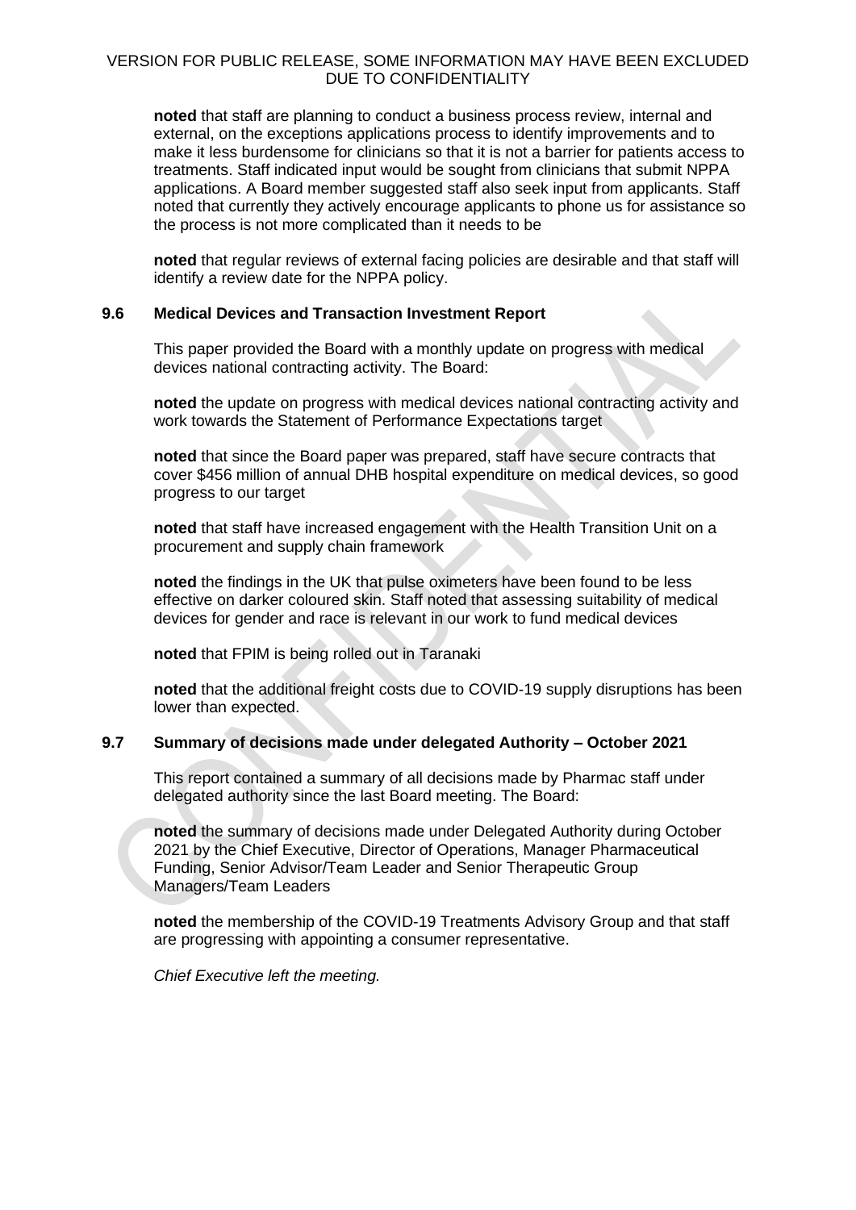**noted** that staff are planning to conduct a business process review, internal and external, on the exceptions applications process to identify improvements and to make it less burdensome for clinicians so that it is not a barrier for patients access to treatments. Staff indicated input would be sought from clinicians that submit NPPA applications. A Board member suggested staff also seek input from applicants. Staff noted that currently they actively encourage applicants to phone us for assistance so the process is not more complicated than it needs to be

**noted** that regular reviews of external facing policies are desirable and that staff will identify a review date for the NPPA policy.

### 9.6 Medical Devices and Transaction Investment Report

This paper provided the Board with a monthly update on progress with medical devices national contracting activity. The Board:

**noted** the update on progress with medical devices national contracting activity and work towards the Statement of Performance Expectations target

**noted** that since the Board paper was prepared, staff have secure contracts that cover $456 million of annual DHB hospital expenditure on medical devices, so good progress to our target

**noted** that staff have increased engagement with the Health Transition Unit on a procurement and supply chain framework

**noted** the findings in the UK that pulse oximeters have been found to be less effective on darker coloured skin. Staff noted that assessing suitability of medical devices for gender and race is relevant in our work to fund medical devices

**noted** that FPIM is being rolled out in Taranaki

**noted** that the additional freight costs due to COVID-19 supply disruptions has been lower than expected.

### 9.7 Summary of decisions made under delegated Authority – October 2021

This report contained a summary of all decisions made by Pharmac staff under delegated authority since the last Board meeting. The Board:

**noted** the summary of decisions made under Delegated Authority during October 2021 by the Chief Executive, Director of Operations, Manager Pharmaceutical Funding, Senior Advisor/Team Leader and Senior Therapeutic Group Managers/Team Leaders

**noted** the membership of the COVID-19 Treatments Advisory Group and that staff are progressing with appointing a consumer representative.

*Chief Executive left the meeting.*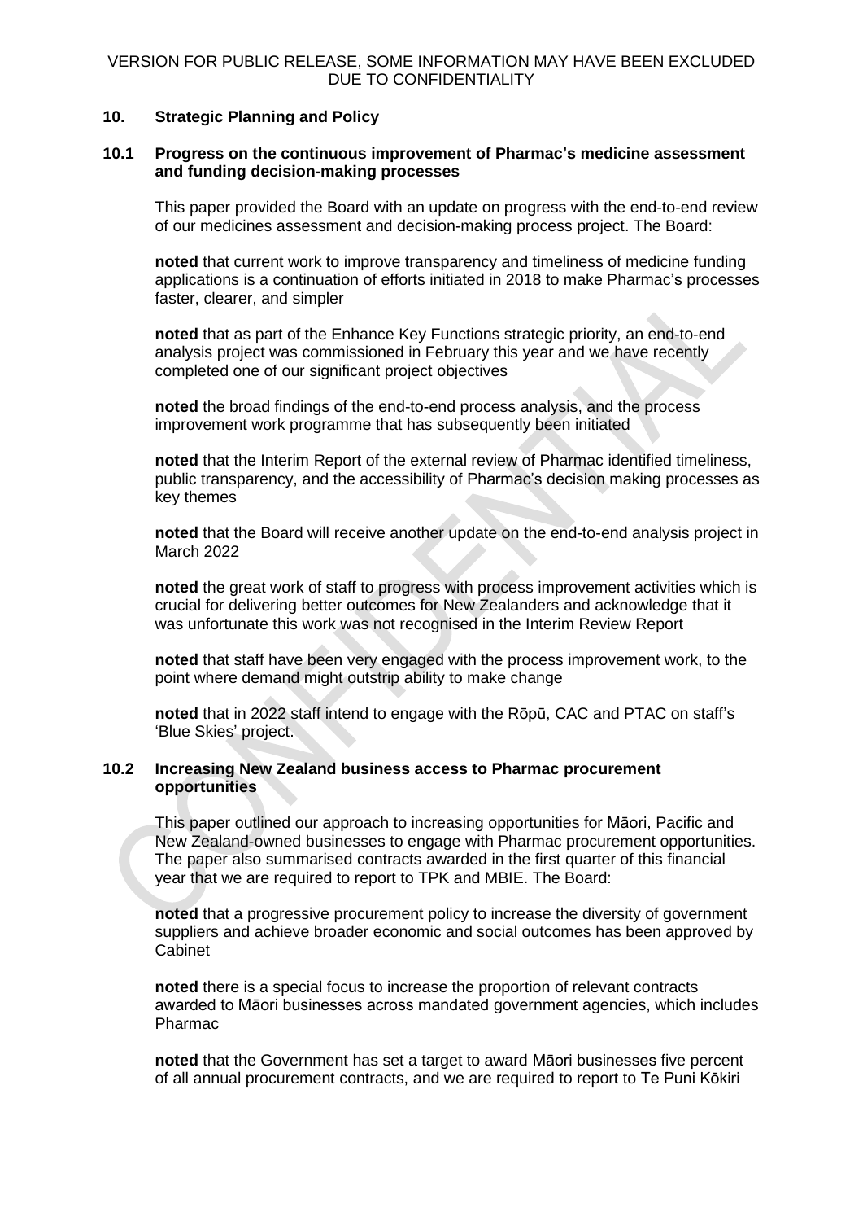VERSION FOR PUBLIC RELEASE, SOME INFORMATION MAY HAVE BEEN EXCLUDED DUE TO CONFIDENTIALITY

## 10. Strategic Planning and Policy

### 10.1 Progress on the continuous improvement of Pharmac's medicine assessment and funding decision-making processes

This paper provided the Board with an update on progress with the end-to-end review of our medicines assessment and decision-making process project. The Board:

**noted** that current work to improve transparency and timeliness of medicine funding applications is a continuation of efforts initiated in 2018 to make Pharmac's processes faster, clearer, and simpler

**noted** that as part of the Enhance Key Functions strategic priority, an end-to-end analysis project was commissioned in February this year and we have recently completed one of our significant project objectives

**noted** the broad findings of the end-to-end process analysis, and the process improvement work programme that has subsequently been initiated

**noted** that the Interim Report of the external review of Pharmac identified timeliness, public transparency, and the accessibility of Pharmac's decision making processes as key themes

**noted** that the Board will receive another update on the end-to-end analysis project in March 2022

**noted** the great work of staff to progress with process improvement activities which is crucial for delivering better outcomes for New Zealanders and acknowledge that it was unfortunate this work was not recognised in the Interim Review Report

**noted** that staff have been very engaged with the process improvement work, to the point where demand might outstrip ability to make change

**noted** that in 2022 staff intend to engage with the Rōpū, CAC and PTAC on staff's 'Blue Skies' project.

### 10.2 Increasing New Zealand business access to Pharmac procurement opportunities

This paper outlined our approach to increasing opportunities for Māori, Pacific and New Zealand-owned businesses to engage with Pharmac procurement opportunities. The paper also summarised contracts awarded in the first quarter of this financial year that we are required to report to TPK and MBIE. The Board:

**noted** that a progressive procurement policy to increase the diversity of government suppliers and achieve broader economic and social outcomes has been approved by Cabinet

**noted** there is a special focus to increase the proportion of relevant contracts awarded to Māori businesses across mandated government agencies, which includes Pharmac

**noted** that the Government has set a target to award Māori businesses five percent of all annual procurement contracts, and we are required to report to Te Puni Kōkiri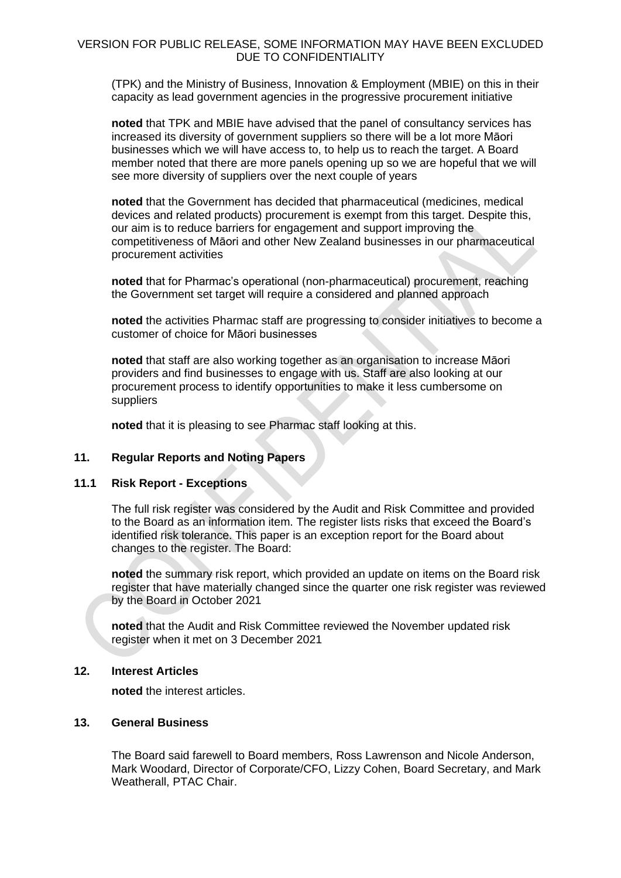(TPK) and the Ministry of Business, Innovation & Employment (MBIE) on this in their capacity as lead government agencies in the progressive procurement initiative

**noted** that TPK and MBIE have advised that the panel of consultancy services has increased its diversity of government suppliers so there will be a lot more Māori businesses which we will have access to, to help us to reach the target. A Board member noted that there are more panels opening up so we are hopeful that we will see more diversity of suppliers over the next couple of years

**noted** that the Government has decided that pharmaceutical (medicines, medical devices and related products) procurement is exempt from this target. Despite this, our aim is to reduce barriers for engagement and support improving the competitiveness of Māori and other New Zealand businesses in our pharmaceutical procurement activities

**noted** that for Pharmac's operational (non-pharmaceutical) procurement, reaching the Government set target will require a considered and planned approach

**noted** the activities Pharmac staff are progressing to consider initiatives to become a customer of choice for Māori businesses

**noted** that staff are also working together as an organisation to increase Māori providers and find businesses to engage with us. Staff are also looking at our procurement process to identify opportunities to make it less cumbersome on suppliers

**noted** that it is pleasing to see Pharmac staff looking at this.

## 11. Regular Reports and Noting Papers

### 11.1 Risk Report - Exceptions

The full risk register was considered by the Audit and Risk Committee and provided to the Board as an information item. The register lists risks that exceed the Board's identified risk tolerance. This paper is an exception report for the Board about changes to the register. The Board:

**noted** the summary risk report, which provided an update on items on the Board risk register that have materially changed since the quarter one risk register was reviewed by the Board in October 2021

**noted** that the Audit and Risk Committee reviewed the November updated risk register when it met on 3 December 2021

## 12. Interest Articles

**noted** the interest articles.

## 13. General Business

The Board said farewell to Board members, Ross Lawrenson and Nicole Anderson, Mark Woodard, Director of Corporate/CFO, Lizzy Cohen, Board Secretary, and Mark Weatherall, PTAC Chair.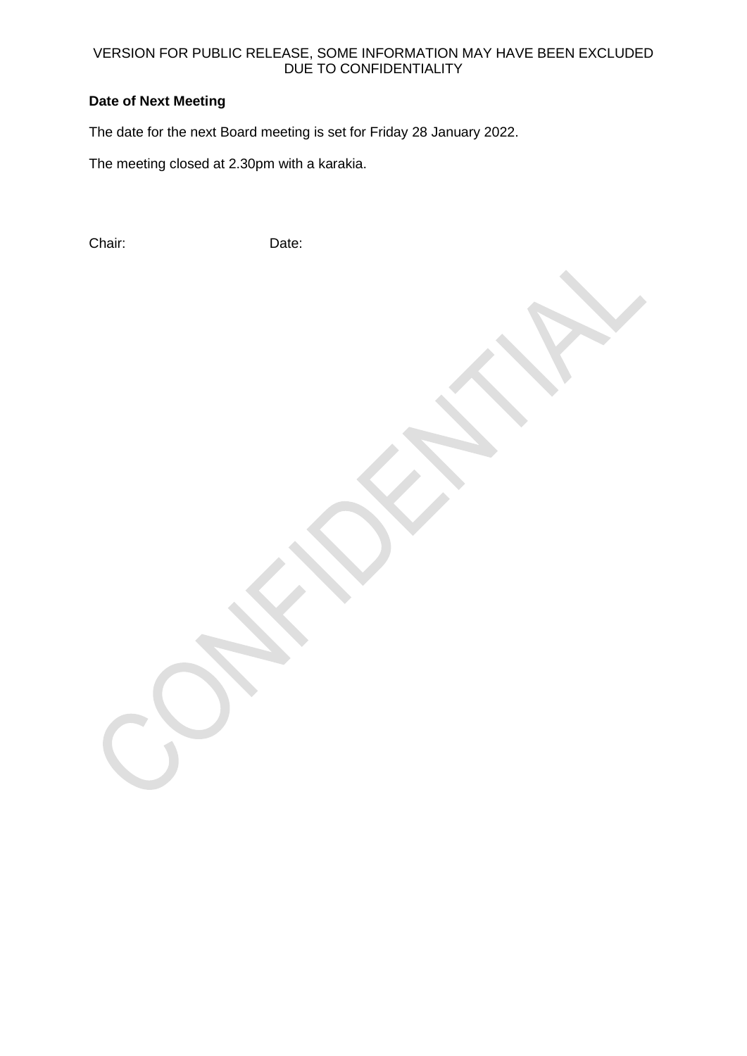**Date of Next Meeting**

The date for the next Board meeting is set for Friday 28 January 2022.

The meeting closed at 2.30pm with a karakia.

Chair: Date: